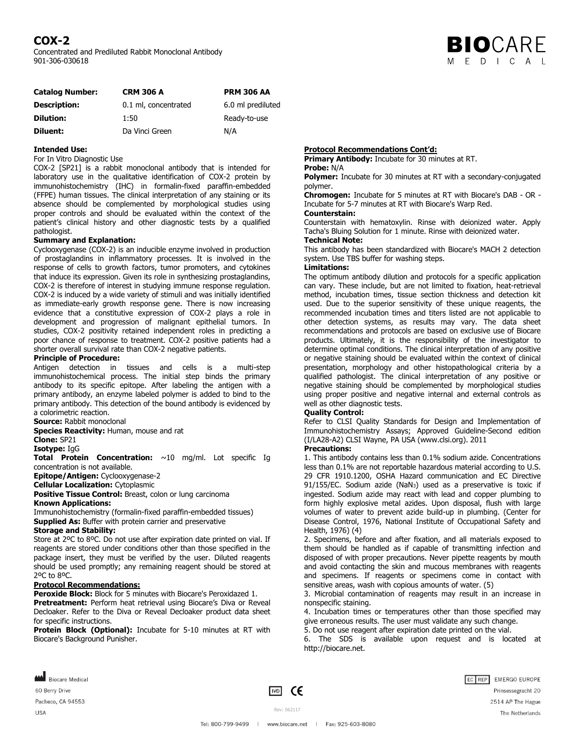# COX-2

Concentrated and Prediluted Rabbit Monoclonal Antibody
901-306-030618

| **Catalog Number:** | **CRM 306 A** | **PRM 306 AA** |
|---|---|---|
| **Description:** | 0.1 ml, concentrated | 6.0 ml prediluted |
| **Dilution:** | 1:50 | Ready-to-use |
| **Diluent:** | Da Vinci Green | N/A |

**Intended Use:**
For In Vitro Diagnostic Use
COX-2 [SP21] is a rabbit monoclonal antibody that is intended for laboratory use in the qualitative identification of COX-2 protein by immunohistochemistry (IHC) in formalin-fixed paraffin-embedded (FFPE) human tissues. The clinical interpretation of any staining or its absence should be complemented by morphological studies using proper controls and should be evaluated within the context of the patient's clinical history and other diagnostic tests by a qualified pathologist.

**Summary and Explanation:**
Cyclooxygenase (COX-2) is an inducible enzyme involved in production of prostaglandins in inflammatory processes. It is involved in the response of cells to growth factors, tumor promoters, and cytokines that induce its expression. Given its role in synthesizing prostaglandins, COX-2 is therefore of interest in studying immune response regulation. COX-2 is induced by a wide variety of stimuli and was initially identified as immediate-early growth response gene. There is now increasing evidence that a constitutive expression of COX-2 plays a role in development and progression of malignant epithelial tumors. In studies, COX-2 positivity retained independent roles in predicting a poor chance of response to treatment. COX-2 positive patients had a shorter overall survival rate than COX-2 negative patients.

**Principle of Procedure:**
Antigen detection in tissues and cells is a multi-step immunohistochemical process. The initial step binds the primary antibody to its specific epitope. After labeling the antigen with a primary antibody, an enzyme labeled polymer is added to bind to the primary antibody. This detection of the bound antibody is evidenced by a colorimetric reaction.

**Source:** Rabbit monoclonal
**Species Reactivity:** Human, mouse and rat
**Clone:** SP21
**Isotype:** IgG
**Total Protein Concentration:** ~10 mg/ml. Lot specific Ig concentration is not available.
**Epitope/Antigen:** Cyclooxygenase-2
**Cellular Localization:** Cytoplasmic
**Positive Tissue Control:** Breast, colon or lung carcinoma
**Known Applications:**
Immunohistochemistry (formalin-fixed paraffin-embedded tissues)
**Supplied As:** Buffer with protein carrier and preservative

**Storage and Stability:**
Store at 2ºC to 8ºC. Do not use after expiration date printed on vial. If reagents are stored under conditions other than those specified in the package insert, they must be verified by the user. Diluted reagents should be used promptly; any remaining reagent should be stored at 2ºC to 8ºC.

**Protocol Recommendations:**
**Peroxide Block:** Block for 5 minutes with Biocare's Peroxidazed 1.
**Pretreatment:** Perform heat retrieval using Biocare's Diva or Reveal Decloaker. Refer to the Diva or Reveal Decloaker product data sheet for specific instructions.
**Protein Block (Optional):** Incubate for 5-10 minutes at RT with Biocare's Background Punisher.

**Protocol Recommendations Cont'd:**
**Primary Antibody:** Incubate for 30 minutes at RT.
**Probe:** N/A
**Polymer:** Incubate for 30 minutes at RT with a secondary-conjugated polymer.
**Chromogen:** Incubate for 5 minutes at RT with Biocare's DAB - OR - Incubate for 5-7 minutes at RT with Biocare's Warp Red.
**Counterstain:**
Counterstain with hematoxylin. Rinse with deionized water. Apply Tacha's Bluing Solution for 1 minute. Rinse with deionized water.

**Technical Note:**
This antibody has been standardized with Biocare's MACH 2 detection system. Use TBS buffer for washing steps.

**Limitations:**
The optimum antibody dilution and protocols for a specific application can vary. These include, but are not limited to fixation, heat-retrieval method, incubation times, tissue section thickness and detection kit used. Due to the superior sensitivity of these unique reagents, the recommended incubation times and titers listed are not applicable to other detection systems, as results may vary. The data sheet recommendations and protocols are based on exclusive use of Biocare products. Ultimately, it is the responsibility of the investigator to determine optimal conditions. The clinical interpretation of any positive or negative staining should be evaluated within the context of clinical presentation, morphology and other histopathological criteria by a qualified pathologist. The clinical interpretation of any positive or negative staining should be complemented by morphological studies using proper positive and negative internal and external controls as well as other diagnostic tests.

**Quality Control:**
Refer to CLSI Quality Standards for Design and Implementation of Immunohistochemistry Assays; Approved Guideline-Second edition (I/LA28-A2) CLSI Wayne, PA USA (www.clsi.org). 2011

**Precautions:**
1. This antibody contains less than 0.1% sodium azide. Concentrations less than 0.1% are not reportable hazardous material according to U.S. 29 CFR 1910.1200, OSHA Hazard communication and EC Directive 91/155/EC. Sodium azide ($NaN_3$) used as a preservative is toxic if ingested. Sodium azide may react with lead and copper plumbing to form highly explosive metal azides. Upon disposal, flush with large volumes of water to prevent azide build-up in plumbing. (Center for Disease Control, 1976, National Institute of Occupational Safety and Health, 1976) (4)
2. Specimens, before and after fixation, and all materials exposed to them should be handled as if capable of transmitting infection and disposed of with proper precautions. Never pipette reagents by mouth and avoid contacting the skin and mucous membranes with reagents and specimens. If reagents or specimens come in contact with sensitive areas, wash with copious amounts of water. (5)
3. Microbial contamination of reagents may result in an increase in nonspecific staining.
4. Incubation times or temperatures other than those specified may give erroneous results. The user must validate any such change.
5. Do not use reagent after expiration date printed on the vial.
6. The SDS is available upon request and is located at http://biocare.net.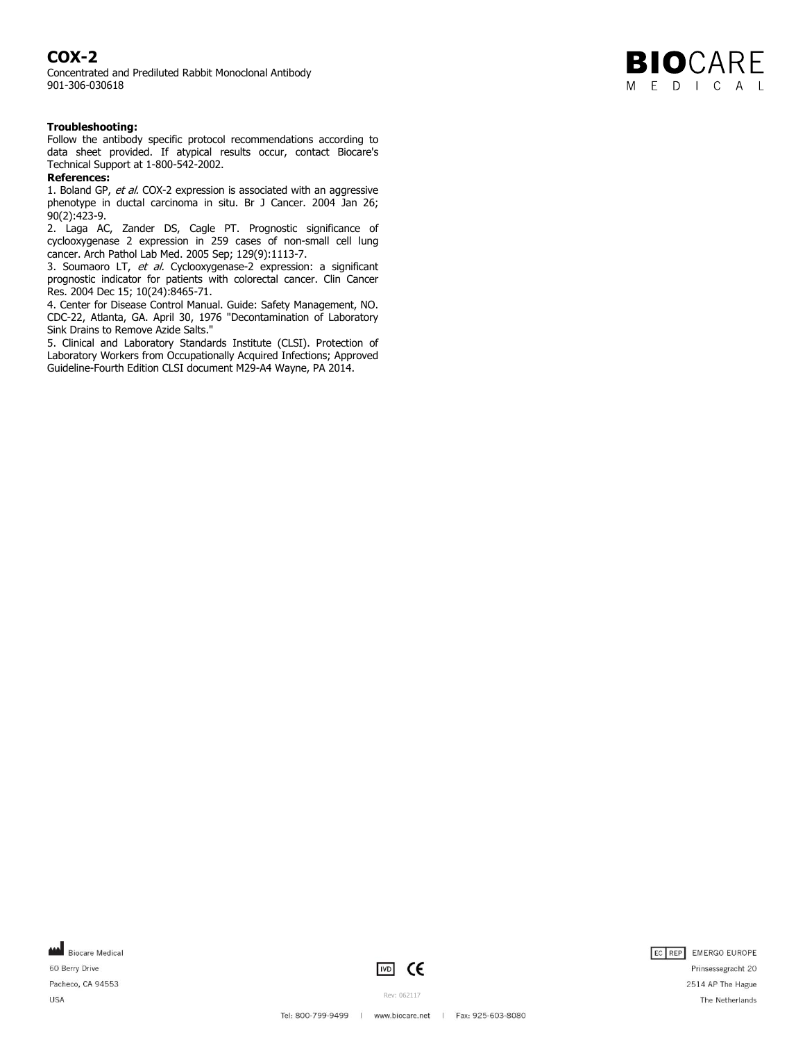**Troubleshooting:**

Follow the antibody specific protocol recommendations according to data sheet provided. If atypical results occur, contact Biocare's Technical Support at 1-800-542-2002.

**References:**

1. Boland GP, *et al.* COX-2 expression is associated with an aggressive phenotype in ductal carcinoma in situ. Br J Cancer. 2004 Jan 26; 90(2):423-9.
2. Laga AC, Zander DS, Cagle PT. Prognostic significance of cyclooxygenase 2 expression in 259 cases of non-small cell lung cancer. Arch Pathol Lab Med. 2005 Sep; 129(9):1113-7.
3. Soumaoro LT, *et al.* Cyclooxygenase-2 expression: a significant prognostic indicator for patients with colorectal cancer. Clin Cancer Res. 2004 Dec 15; 10(24):8465-71.
4. Center for Disease Control Manual. Guide: Safety Management, NO. CDC-22, Atlanta, GA. April 30, 1976 "Decontamination of Laboratory Sink Drains to Remove Azide Salts."
5. Clinical and Laboratory Standards Institute (CLSI). Protection of Laboratory Workers from Occupationally Acquired Infections; Approved Guideline-Fourth Edition CLSI document M29-A4 Wayne, PA 2014.

Biocare Medical
60 Berry Drive
Pacheco, CA 94553
USA

IVD CE

Rev: 062117

EC REP EMERGO EUROPE
Prinsessegracht 20
2514 AP The Hague
The Netherlands

Tel: 800-799-9499 | www.biocare.net | Fax: 925-603-8080